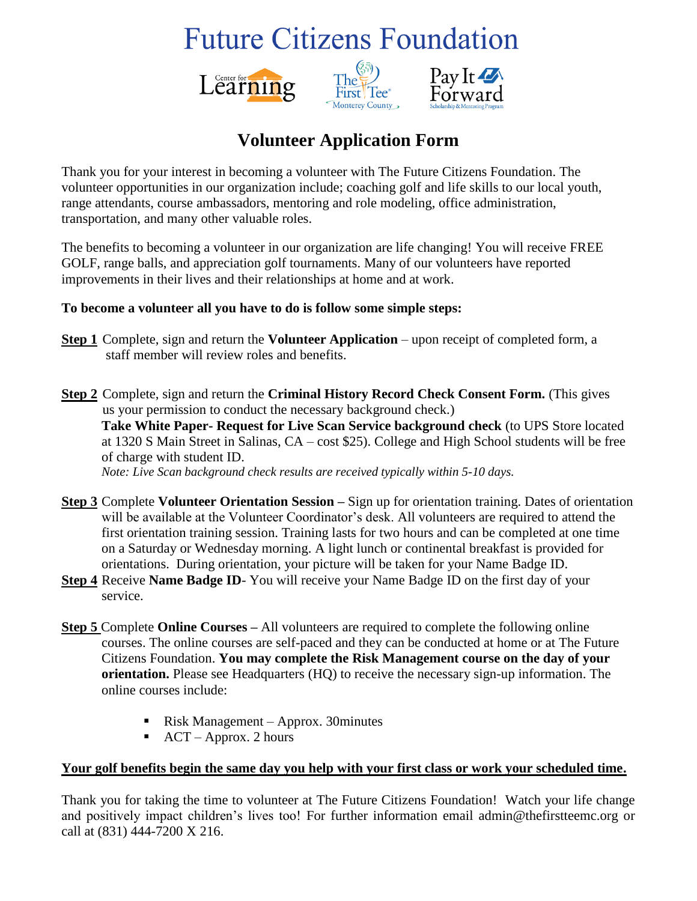# Future Citizens Foundation

Center for Learning | The First Tee Monterey County | Pay It Forward Scholarship & Mentoring Program

## Volunteer Application Form

Thank you for your interest in becoming a volunteer with The Future Citizens Foundation. The volunteer opportunities in our organization include; coaching golf and life skills to our local youth, range attendants, course ambassadors, mentoring and role modeling, office administration, transportation, and many other valuable roles.

The benefits to becoming a volunteer in our organization are life changing! You will receive FREE GOLF, range balls, and appreciation golf tournaments. Many of our volunteers have reported improvements in their lives and their relationships at home and at work.

**To become a volunteer all you have to do is follow some simple steps:**

**Step 1** Complete, sign and return the **Volunteer Application** – upon receipt of completed form, a staff member will review roles and benefits.

**Step 2** Complete, sign and return the **Criminal History Record Check Consent Form.** (This gives us your permission to conduct the necessary background check.)
**Take White Paper- Request for Live Scan Service background check** (to UPS Store located at 1320 S Main Street in Salinas, CA – cost $25). College and High School students will be free of charge with student ID.
*Note: Live Scan background check results are received typically within 5-10 days.*

**Step 3** Complete **Volunteer Orientation Session –** Sign up for orientation training. Dates of orientation will be available at the Volunteer Coordinator's desk. All volunteers are required to attend the first orientation training session. Training lasts for two hours and can be completed at one time on a Saturday or Wednesday morning. A light lunch or continental breakfast is provided for orientations. During orientation, your picture will be taken for your Name Badge ID.

**Step 4** Receive **Name Badge ID**- You will receive your Name Badge ID on the first day of your service.

**Step 5** Complete **Online Courses –** All volunteers are required to complete the following online courses. The online courses are self-paced and they can be conducted at home or at The Future Citizens Foundation. **You may complete the Risk Management course on the day of your orientation.** Please see Headquarters (HQ) to receive the necessary sign-up information. The online courses include:

- Risk Management – Approx. 30minutes
- ACT – Approx. 2 hours

**Your golf benefits begin the same day you help with your first class or work your scheduled time.**

Thank you for taking the time to volunteer at The Future Citizens Foundation! Watch your life change and positively impact children's lives too! For further information email admin@thefirstteemc.org or call at (831) 444-7200 X 216.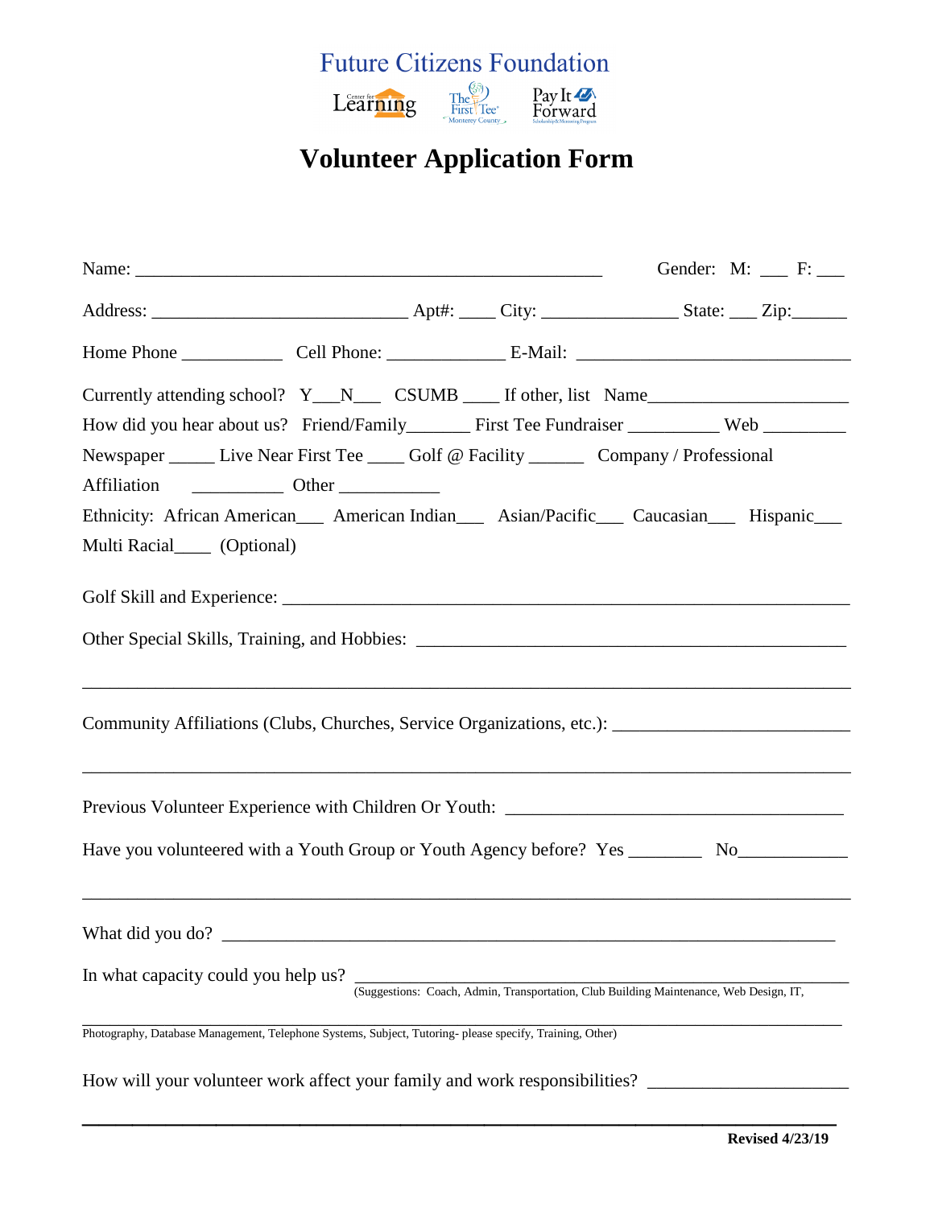Future Citizens Foundation

Center for Learning | The First Tee Monterey County | Pay It Forward Scholarship & Mentoring Program

# Volunteer Application Form

Name: ____________________________________________________ Gender: M: ___ F: ___

Address: ____________________________ Apt#: ____ City: _______________ State: ___ Zip:______

Home Phone ___________ Cell Phone: _____________ E-Mail: ______________________________

Currently attending school? Y___N___ CSUMB ____ If other, list Name______________________

How did you hear about us? Friend/Family_______ First Tee Fundraiser __________ Web _________

Newspaper _____ Live Near First Tee ____ Golf @ Facility ______ Company / Professional Affiliation __________ Other ___________

Ethnicity: African American___ American Indian___ Asian/Pacific___ Caucasian___ Hispanic___ Multi Racial____ (Optional)

Golf Skill and Experience: ______________________________________________________________

Other Special Skills, Training, and Hobbies: ________________________________________________

_____________________________________________________________________________________

Community Affiliations (Clubs, Churches, Service Organizations, etc.): __________________________

_____________________________________________________________________________________

Previous Volunteer Experience with Children Or Youth: ______________________________________

Have you volunteered with a Youth Group or Youth Agency before? Yes ________ No____________

_____________________________________________________________________________________

What did you do? ____________________________________________________________________

In what capacity could you help us? ______________________________________________________
(Suggestions: Coach, Admin, Transportation, Club Building Maintenance, Web Design, IT,

_____________________________________________________________________________________
Photography, Database Management, Telephone Systems, Subject, Tutoring- please specify, Training, Other)

How will your volunteer work affect your family and work responsibilities? ______________________

_____________________________________________________________________________________

**Revised 4/23/19**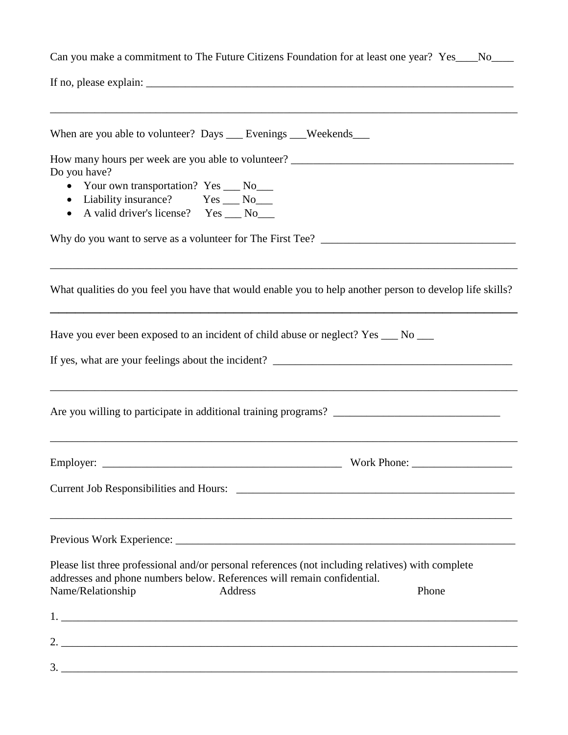Can you make a commitment to The Future Citizens Foundation for at least one year? Yes____No____

If no, please explain: ______________________________________________________________________

__________________________________________________________________________________________

When are you able to volunteer? Days ___ Evenings ___Weekends___

How many hours per week are you able to volunteer? __________________________________________

Do you have?

- Your own transportation? Yes ___ No___
- Liability insurance? Yes ___ No___
- A valid driver's license? Yes ___ No___

Why do you want to serve as a volunteer for The First Tee? ____________________________________

__________________________________________________________________________________________

What qualities do you feel you have that would enable you to help another person to develop life skills?

__________________________________________________________________________________________

Have you ever been exposed to an incident of child abuse or neglect? Yes ___ No ___

If yes, what are your feelings about the incident? ______________________________________________

__________________________________________________________________________________________

Are you willing to participate in additional training programs? ______________________________

__________________________________________________________________________________________

Employer: ______________________________________________ Work Phone: __________________

Current Job Responsibilities and Hours: _____________________________________________________

__________________________________________________________________________________________

Previous Work Experience: ________________________________________________________________

Please list three professional and/or personal references (not including relatives) with complete addresses and phone numbers below. References will remain confidential.

Name/Relationship Address Phone

1. ________________________________________________________________________________________

2. ________________________________________________________________________________________

3. ________________________________________________________________________________________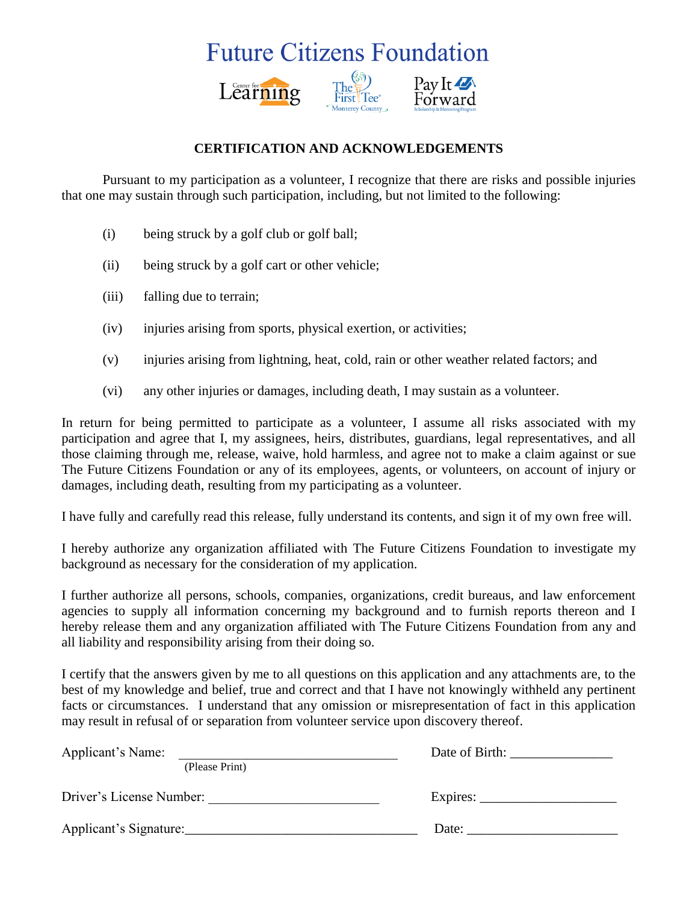# Future Citizens Foundation

Center for Learning | The First Tee Monterey County | Pay It Forward Scholarship & Mentoring Program

## CERTIFICATION AND ACKNOWLEDGEMENTS

Pursuant to my participation as a volunteer, I recognize that there are risks and possible injuries that one may sustain through such participation, including, but not limited to the following:

- (i) being struck by a golf club or golf ball;
- (ii) being struck by a golf cart or other vehicle;
- (iii) falling due to terrain;
- (iv) injuries arising from sports, physical exertion, or activities;
- (v) injuries arising from lightning, heat, cold, rain or other weather related factors; and
- (vi) any other injuries or damages, including death, I may sustain as a volunteer.

In return for being permitted to participate as a volunteer, I assume all risks associated with my participation and agree that I, my assignees, heirs, distributes, guardians, legal representatives, and all those claiming through me, release, waive, hold harmless, and agree not to make a claim against or sue The Future Citizens Foundation or any of its employees, agents, or volunteers, on account of injury or damages, including death, resulting from my participating as a volunteer.

I have fully and carefully read this release, fully understand its contents, and sign it of my own free will.

I hereby authorize any organization affiliated with The Future Citizens Foundation to investigate my background as necessary for the consideration of my application.

I further authorize all persons, schools, companies, organizations, credit bureaus, and law enforcement agencies to supply all information concerning my background and to furnish reports thereon and I hereby release them and any organization affiliated with The Future Citizens Foundation from any and all liability and responsibility arising from their doing so.

I certify that the answers given by me to all questions on this application and any attachments are, to the best of my knowledge and belief, true and correct and that I have not knowingly withheld any pertinent facts or circumstances. I understand that any omission or misrepresentation of fact in this application may result in refusal of or separation from volunteer service upon discovery thereof.

Applicant's Name: ________________________________ (Please Print) Date of Birth: ______________

Driver's License Number: ________________________ Expires: ___________________

Applicant's Signature:_________________________________ Date: _____________________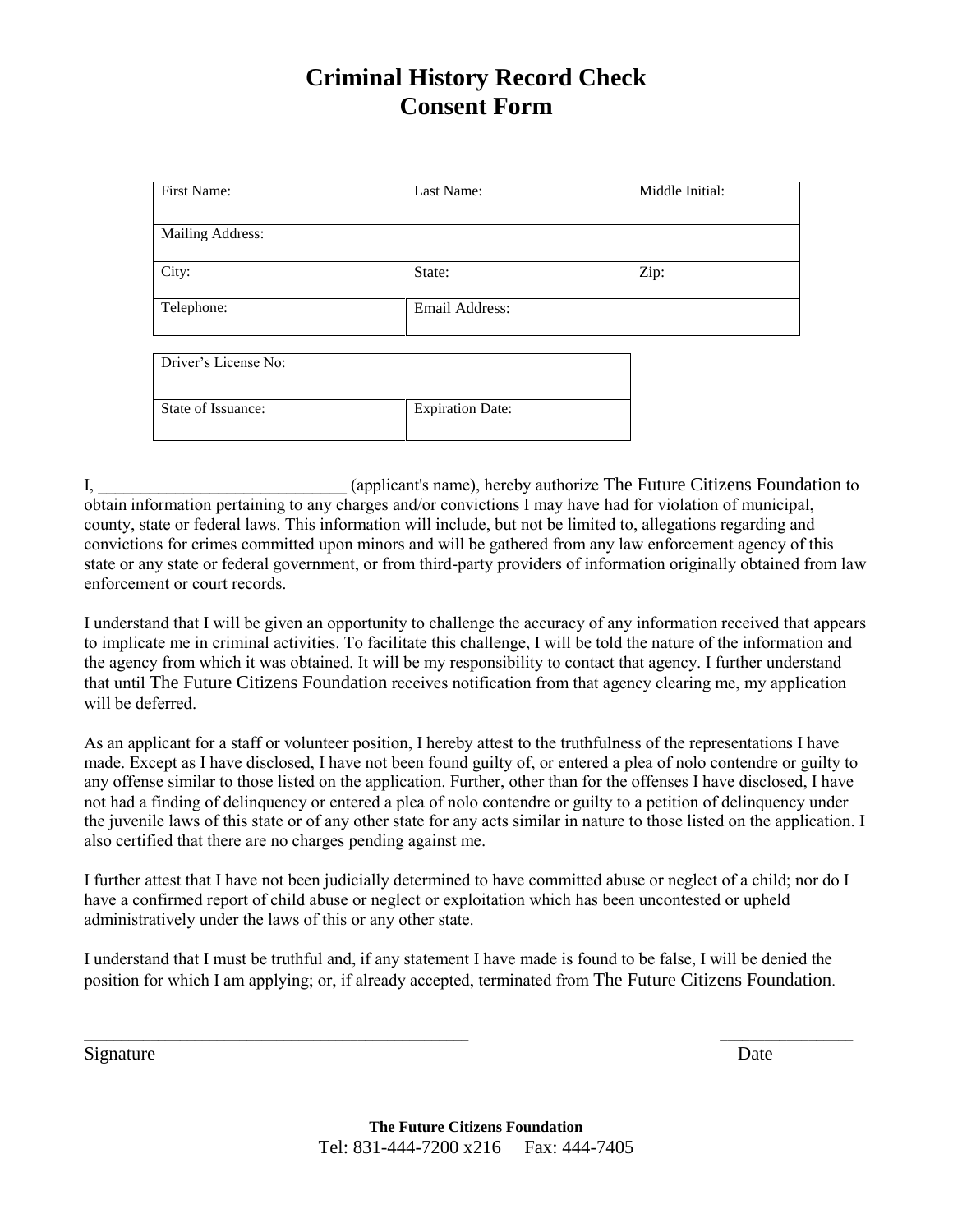# Criminal History Record Check
# Consent Form

| | | |
|---|---|---|
| First Name: | Last Name: | Middle Initial: |
| Mailing Address: | | |
| City: | State: | Zip: |
| Telephone: | Email Address: | |

| | |
|---|---|
| Driver's License No: | |
| State of Issuance: | Expiration Date: |

I, ____________________________ (applicant's name), hereby authorize The Future Citizens Foundation to obtain information pertaining to any charges and/or convictions I may have had for violation of municipal, county, state or federal laws. This information will include, but not be limited to, allegations regarding and convictions for crimes committed upon minors and will be gathered from any law enforcement agency of this state or any state or federal government, or from third-party providers of information originally obtained from law enforcement or court records.

I understand that I will be given an opportunity to challenge the accuracy of any information received that appears to implicate me in criminal activities. To facilitate this challenge, I will be told the nature of the information and the agency from which it was obtained. It will be my responsibility to contact that agency. I further understand that until The Future Citizens Foundation receives notification from that agency clearing me, my application will be deferred.

As an applicant for a staff or volunteer position, I hereby attest to the truthfulness of the representations I have made. Except as I have disclosed, I have not been found guilty of, or entered a plea of nolo contendre or guilty to any offense similar to those listed on the application. Further, other than for the offenses I have disclosed, I have not had a finding of delinquency or entered a plea of nolo contendre or guilty to a petition of delinquency under the juvenile laws of this state or of any other state for any acts similar in nature to those listed on the application. I also certified that there are no charges pending against me.

I further attest that I have not been judicially determined to have committed abuse or neglect of a child; nor do I have a confirmed report of child abuse or neglect or exploitation which has been uncontested or upheld administratively under the laws of this or any other state.

I understand that I must be truthful and, if any statement I have made is found to be false, I will be denied the position for which I am applying; or, if already accepted, terminated from The Future Citizens Foundation.

_____________________________________________ _______________

Signature Date

**The Future Citizens Foundation**
Tel: 831-444-7200 x216 Fax: 444-7405